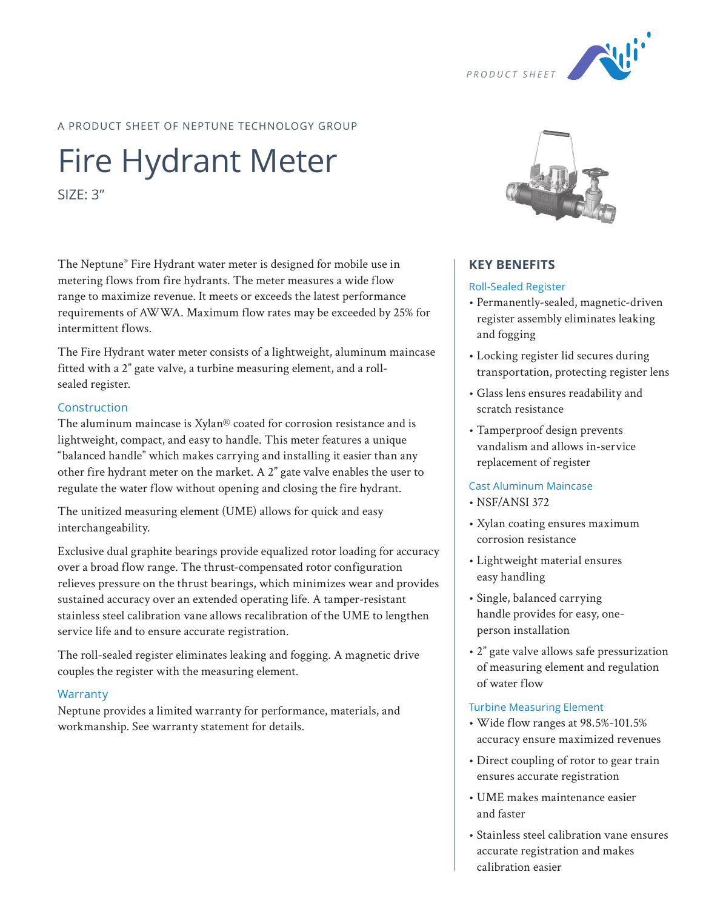PRODUCT SHEET

A PRODUCT SHEET OF NEPTUNE TECHNOLOGY GROUP

# Fire Hydrant Meter

SIZE: 3"

The Neptune® Fire Hydrant water meter is designed for mobile use in metering flows from fire hydrants. The meter measures a wide flow range to maximize revenue. It meets or exceeds the latest performance requirements of AWWA. Maximum flow rates may be exceeded by 25% for intermittent flows.

The Fire Hydrant water meter consists of a lightweight, aluminum maincase fitted with a 2" gate valve, a turbine measuring element, and a roll-sealed register.

### Construction

The aluminum maincase is Xylan® coated for corrosion resistance and is lightweight, compact, and easy to handle. This meter features a unique "balanced handle" which makes carrying and installing it easier than any other fire hydrant meter on the market. A 2" gate valve enables the user to regulate the water flow without opening and closing the fire hydrant.

The unitized measuring element (UME) allows for quick and easy interchangeability.

Exclusive dual graphite bearings provide equalized rotor loading for accuracy over a broad flow range. The thrust-compensated rotor configuration relieves pressure on the thrust bearings, which minimizes wear and provides sustained accuracy over an extended operating life. A tamper-resistant stainless steel calibration vane allows recalibration of the UME to lengthen service life and to ensure accurate registration.

The roll-sealed register eliminates leaking and fogging. A magnetic drive couples the register with the measuring element.

### Warranty

Neptune provides a limited warranty for performance, materials, and workmanship. See warranty statement for details.

## KEY BENEFITS

### Roll-Sealed Register

- Permanently-sealed, magnetic-driven register assembly eliminates leaking and fogging
- Locking register lid secures during transportation, protecting register lens
- Glass lens ensures readability and scratch resistance
- Tamperproof design prevents vandalism and allows in-service replacement of register

### Cast Aluminum Maincase

- NSF/ANSI 372
- Xylan coating ensures maximum corrosion resistance
- Lightweight material ensures easy handling
- Single, balanced carrying handle provides for easy, one-person installation
- 2" gate valve allows safe pressurization of measuring element and regulation of water flow

### Turbine Measuring Element

- Wide flow ranges at 98.5%-101.5% accuracy ensure maximized revenues
- Direct coupling of rotor to gear train ensures accurate registration
- UME makes maintenance easier and faster
- Stainless steel calibration vane ensures accurate registration and makes calibration easier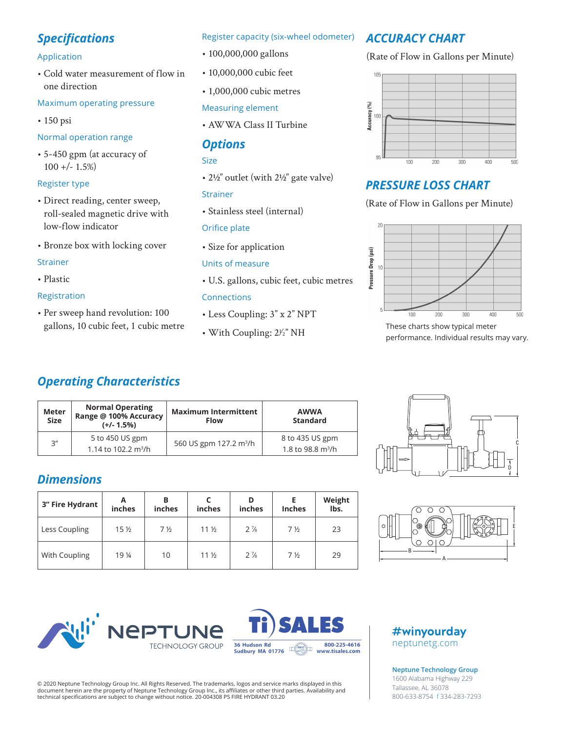## Specifications

### Application

- Cold water measurement of flow in one direction

### Maximum operating pressure

- 150 psi

### Normal operation range

- 5-450 gpm (at accuracy of 100 +/- 1.5%)

### Register type

- Direct reading, center sweep, roll-sealed magnetic drive with low-flow indicator
- Bronze box with locking cover

### Strainer

- Plastic

### Registration

- Per sweep hand revolution: 100 gallons, 10 cubic feet, 1 cubic metre

### Register capacity (six-wheel odometer)

- 100,000,000 gallons
- 10,000,000 cubic feet
- 1,000,000 cubic metres

### Measuring element

- AWWA Class II Turbine

## Options

### Size

- 2½" outlet (with 2½" gate valve)

### Strainer

- Stainless steel (internal)

### Orifice plate

- Size for application

### Units of measure

- U.S. gallons, cubic feet, cubic metres

### Connections

- Less Coupling: 3" x 2" NPT
- With Coupling: 2½" NH

## ACCURACY CHART

(Rate of Flow in Gallons per Minute)

Accuracy (%)
105
100
95
100 200 300 400 500

## PRESSURE LOSS CHART

(Rate of Flow in Gallons per Minute)

Pressure Drop (psi)
20
10
5
100 200 300 400 500

These charts show typical meter performance. Individual results may vary.

## Operating Characteristics

| Meter Size | Normal Operating Range @ 100% Accuracy (+/- 1.5%) | Maximum Intermittent Flow | AWWA Standard |
|---|---|---|---|
| 3" | 5 to 450 US gpm<br>1.14 to 102.2 $m^3$/h | 560 US gpm 127.2 $m^3$/h | 8 to 435 US gpm<br>1.8 to 98.8 $m^3$/h |

## Dimensions

| 3" Fire Hydrant | A inches | B inches | C inches | D inches | E Inches | Weight lbs. |
|---|---|---|---|---|---|---|
| Less Coupling | 15 ½ | 7 ½ | 11 ½ | 2 ⅞ | 7 ½ | 23 |
| With Coupling | 19 ¼ | 10 | 11 ½ | 2 ⅞ | 7 ½ | 29 |

C
D
E
B
A

NEPTUNE TECHNOLOGY GROUP

Ti SALES
36 Hudson Rd
Sudbury MA 01776
800-225-4616
www.tisales.com

#winyourday
neptunetg.com

**Neptune Technology Group**
1600 Alabama Highway 229
Tallassee, AL 36078
800-633-8754 f 334-283-7293

© 2020 Neptune Technology Group Inc. All Rights Reserved. The trademarks, logos and service marks displayed in this document herein are the property of Neptune Technology Group Inc., its affiliates or other third parties. Availability and technical specifications are subject to change without notice. 20-004308 PS FIRE HYDRANT 03.20